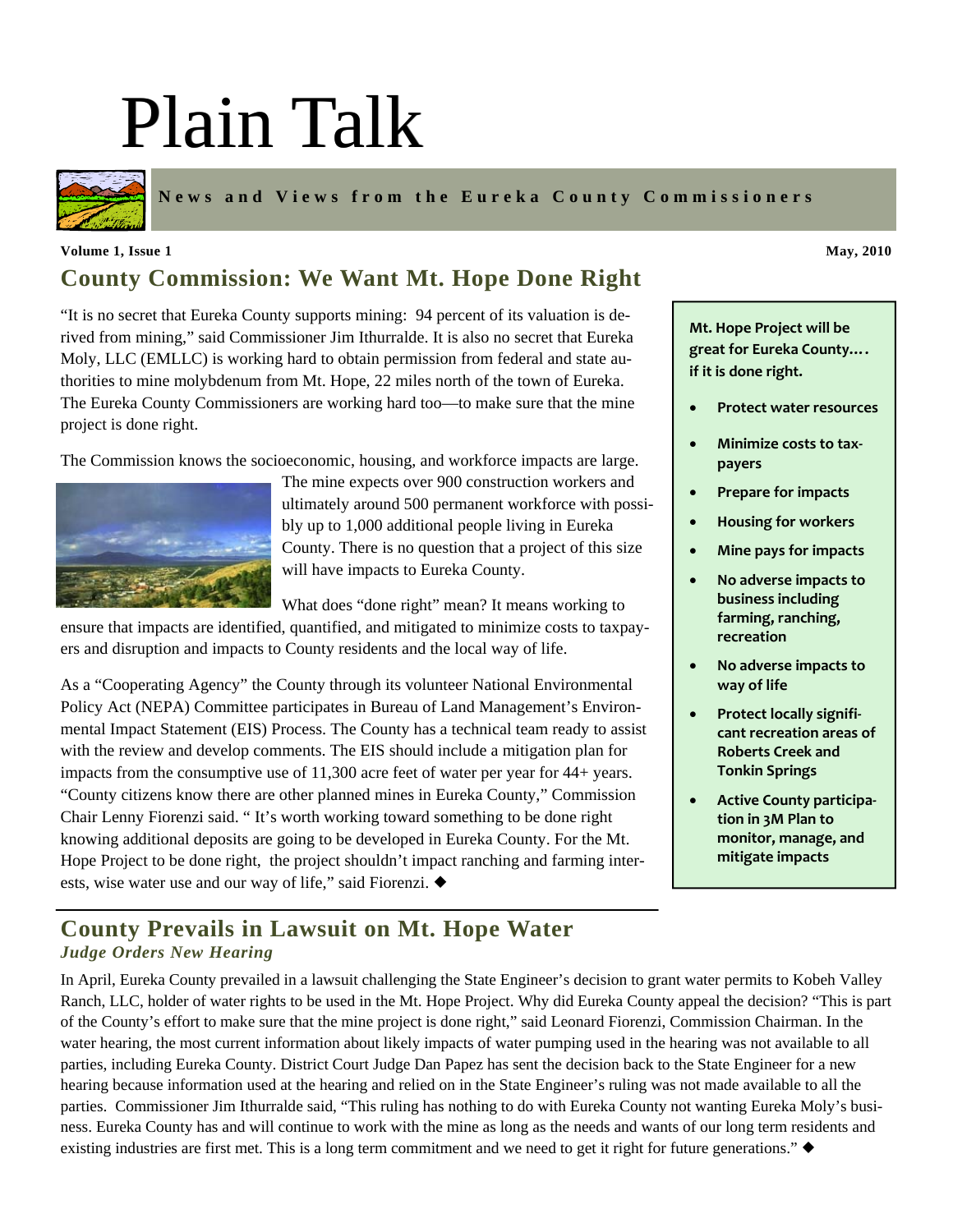# Plain Talk

**News and Views from the Eureka County Commissioners**

**Volume 1, Issue 1** **May, 2010**

## County Commission: We Want Mt. Hope Done Right

"It is no secret that Eureka County supports mining: 94 percent of its valuation is derived from mining," said Commissioner Jim Ithurralde. It is also no secret that Eureka Moly, LLC (EMLLC) is working hard to obtain permission from federal and state authorities to mine molybdenum from Mt. Hope, 22 miles north of the town of Eureka. The Eureka County Commissioners are working hard too—to make sure that the mine project is done right.

The Commission knows the socioeconomic, housing, and workforce impacts are large. The mine expects over 900 construction workers and ultimately around 500 permanent workforce with possibly up to 1,000 additional people living in Eureka County. There is no question that a project of this size will have impacts to Eureka County.

What does "done right" mean? It means working to ensure that impacts are identified, quantified, and mitigated to minimize costs to taxpayers and disruption and impacts to County residents and the local way of life.

As a "Cooperating Agency" the County through its volunteer National Environmental Policy Act (NEPA) Committee participates in Bureau of Land Management's Environmental Impact Statement (EIS) Process. The County has a technical team ready to assist with the review and develop comments. The EIS should include a mitigation plan for impacts from the consumptive use of 11,300 acre feet of water per year for 44+ years. "County citizens know there are other planned mines in Eureka County," Commission Chair Lenny Fiorenzi said. " It's worth working toward something to be done right knowing additional deposits are going to be developed in Eureka County. For the Mt. Hope Project to be done right, the project shouldn't impact ranching and farming interests, wise water use and our way of life," said Fiorenzi. ◆

**Mt. Hope Project will be great for Eureka County…. if it is done right.**

- **Protect water resources**
- **Minimize costs to taxpayers**
- **Prepare for impacts**
- **Housing for workers**
- **Mine pays for impacts**
- **No adverse impacts to business including farming, ranching, recreation**
- **No adverse impacts to way of life**
- **Protect locally significant recreation areas of Roberts Creek and Tonkin Springs**
- **Active County participation in 3M Plan to monitor, manage, and mitigate impacts**

## County Prevails in Lawsuit on Mt. Hope Water

### *Judge Orders New Hearing*

In April, Eureka County prevailed in a lawsuit challenging the State Engineer's decision to grant water permits to Kobeh Valley Ranch, LLC, holder of water rights to be used in the Mt. Hope Project. Why did Eureka County appeal the decision? "This is part of the County's effort to make sure that the mine project is done right," said Leonard Fiorenzi, Commission Chairman. In the water hearing, the most current information about likely impacts of water pumping used in the hearing was not available to all parties, including Eureka County. District Court Judge Dan Papez has sent the decision back to the State Engineer for a new hearing because information used at the hearing and relied on in the State Engineer's ruling was not made available to all the parties. Commissioner Jim Ithurralde said, "This ruling has nothing to do with Eureka County not wanting Eureka Moly's business. Eureka County has and will continue to work with the mine as long as the needs and wants of our long term residents and existing industries are first met. This is a long term commitment and we need to get it right for future generations." ◆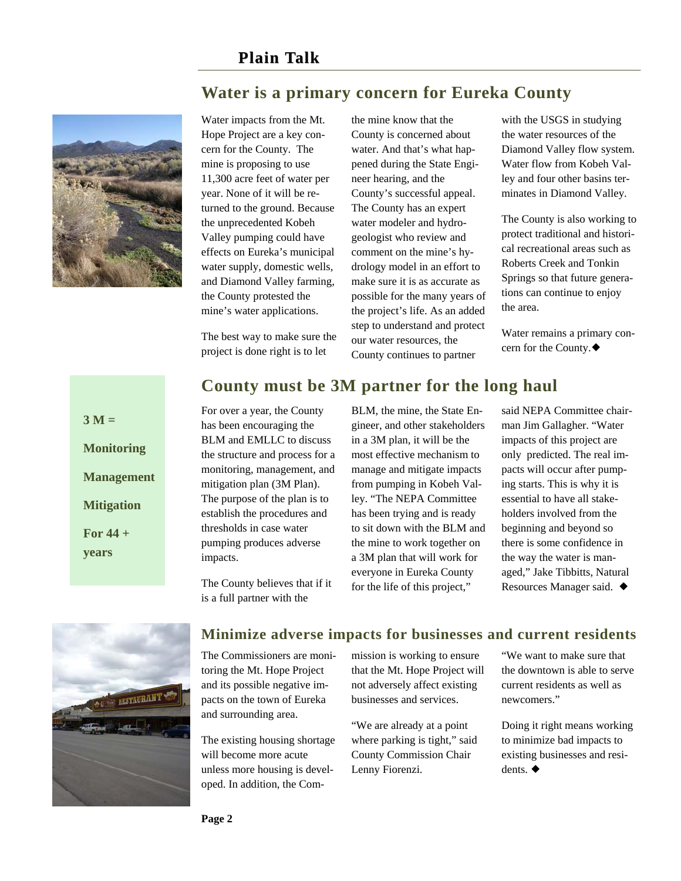## Water is a primary concern for Eureka County

Water impacts from the Mt. Hope Project are a key concern for the County. The mine is proposing to use 11,300 acre feet of water per year. None of it will be returned to the ground. Because the unprecedented Kobeh Valley pumping could have effects on Eureka's municipal water supply, domestic wells, and Diamond Valley farming, the County protested the mine's water applications.

The best way to make sure the project is done right is to let the mine know that the County is concerned about water. And that's what happened during the State Engineer hearing, and the County's successful appeal. The County has an expert water modeler and hydrogeologist who review and comment on the mine's hydrology model in an effort to make sure it is as accurate as possible for the many years of the project's life. As an added step to understand and protect our water resources, the County continues to partner with the USGS in studying the water resources of the Diamond Valley flow system. Water flow from Kobeh Valley and four other basins terminates in Diamond Valley.

The County is also working to protect traditional and historical recreational areas such as Roberts Creek and Tonkin Springs so that future generations can continue to enjoy the area.

Water remains a primary concern for the County.◆

## County must be 3M partner for the long haul

**3 M =**

**Monitoring**

**Management**

**Mitigation**

**For 44 + years**

For over a year, the County has been encouraging the BLM and EMLLC to discuss the structure and process for a monitoring, management, and mitigation plan (3M Plan). The purpose of the plan is to establish the procedures and thresholds in case water pumping produces adverse impacts.

The County believes that if it is a full partner with the BLM, the mine, the State Engineer, and other stakeholders in a 3M plan, it will be the most effective mechanism to manage and mitigate impacts from pumping in Kobeh Valley. "The NEPA Committee has been trying and is ready to sit down with the BLM and the mine to work together on a 3M plan that will work for everyone in Eureka County for the life of this project," said NEPA Committee chairman Jim Gallagher. "Water impacts of this project are only predicted. The real impacts will occur after pumping starts. This is why it is essential to have all stakeholders involved from the beginning and beyond so there is some confidence in the way the water is managed," Jake Tibbitts, Natural Resources Manager said. ◆

## Minimize adverse impacts for businesses and current residents

The Commissioners are monitoring the Mt. Hope Project and its possible negative impacts on the town of Eureka and surrounding area.

The existing housing shortage will become more acute unless more housing is developed. In addition, the Commission is working to ensure that the Mt. Hope Project will not adversely affect existing businesses and services.

"We are already at a point where parking is tight," said County Commission Chair Lenny Fiorenzi.

"We want to make sure that the downtown is able to serve current residents as well as newcomers."

Doing it right means working to minimize bad impacts to existing businesses and residents. ◆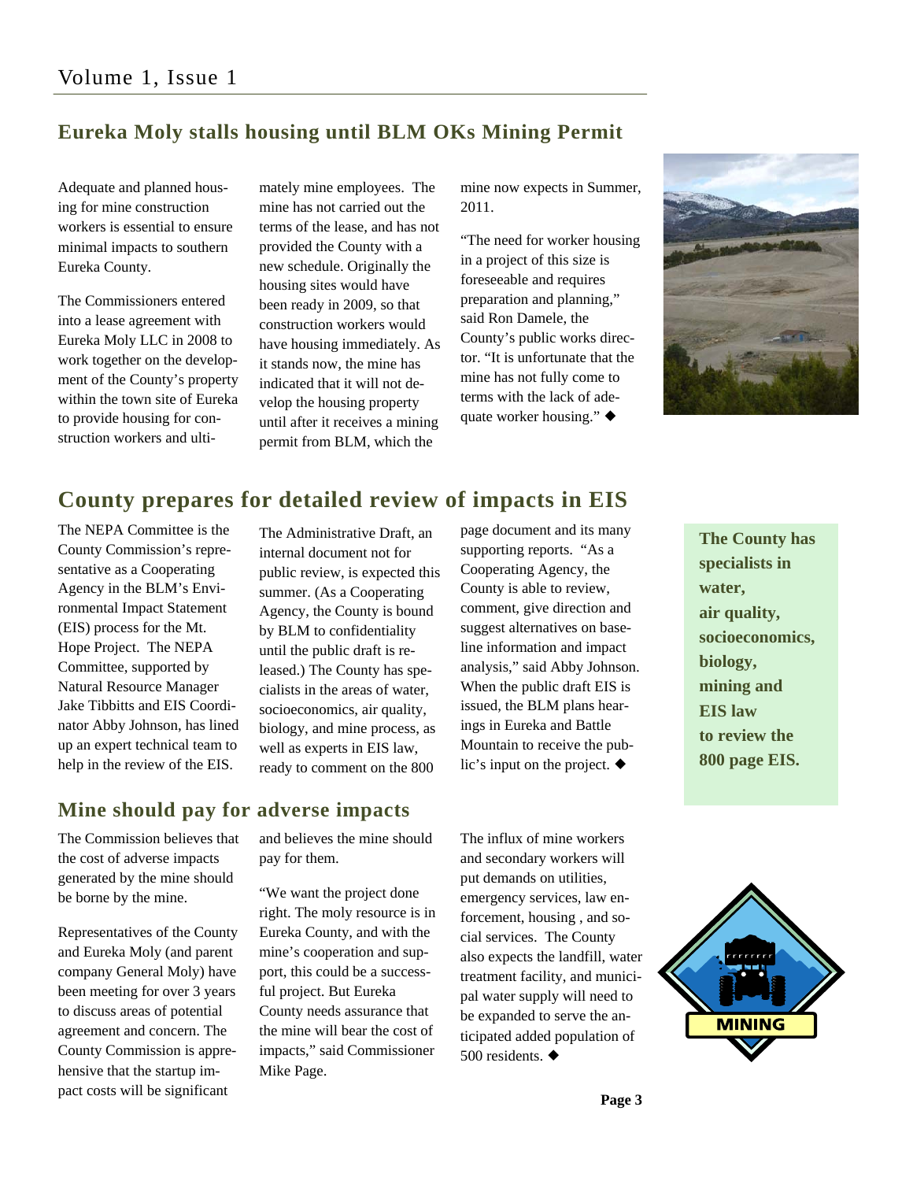## Eureka Moly stalls housing until BLM OKs Mining Permit

Adequate and planned housing for mine construction workers is essential to ensure minimal impacts to southern Eureka County.

The Commissioners entered into a lease agreement with Eureka Moly LLC in 2008 to work together on the development of the County's property within the town site of Eureka to provide housing for construction workers and ultimately mine employees. The mine has not carried out the terms of the lease, and has not provided the County with a new schedule. Originally the housing sites would have been ready in 2009, so that construction workers would have housing immediately. As it stands now, the mine has indicated that it will not develop the housing property until after it receives a mining permit from BLM, which the mine now expects in Summer, 2011.

"The need for worker housing in a project of this size is foreseeable and requires preparation and planning," said Ron Damele, the County's public works director. "It is unfortunate that the mine has not fully come to terms with the lack of adequate worker housing." ◆

## County prepares for detailed review of impacts in EIS

The NEPA Committee is the County Commission's representative as a Cooperating Agency in the BLM's Environmental Impact Statement (EIS) process for the Mt. Hope Project. The NEPA Committee, supported by Natural Resource Manager Jake Tibbitts and EIS Coordinator Abby Johnson, has lined up an expert technical team to help in the review of the EIS.

The Administrative Draft, an internal document not for public review, is expected this summer. (As a Cooperating Agency, the County is bound by BLM to confidentiality until the public draft is released.) The County has specialists in the areas of water, socioeconomics, air quality, biology, and mine process, as well as experts in EIS law, ready to comment on the 800 page document and its many supporting reports. "As a Cooperating Agency, the County is able to review, comment, give direction and suggest alternatives on baseline information and impact analysis," said Abby Johnson. When the public draft EIS is issued, the BLM plans hearings in Eureka and Battle Mountain to receive the public's input on the project. ◆

**The County has specialists in water, air quality, socioeconomics, biology, mining and EIS law to review the 800 page EIS.**

## Mine should pay for adverse impacts

The Commission believes that the cost of adverse impacts generated by the mine should be borne by the mine.

Representatives of the County and Eureka Moly (and parent company General Moly) have been meeting for over 3 years to discuss areas of potential agreement and concern. The County Commission is apprehensive that the startup impact costs will be significant and believes the mine should pay for them.

"We want the project done right. The moly resource is in Eureka County, and with the mine's cooperation and support, this could be a successful project. But Eureka County needs assurance that the mine will bear the cost of impacts," said Commissioner Mike Page.

The influx of mine workers and secondary workers will put demands on utilities, emergency services, law enforcement, housing , and social services. The County also expects the landfill, water treatment facility, and municipal water supply will need to be expanded to serve the anticipated added population of 500 residents. ◆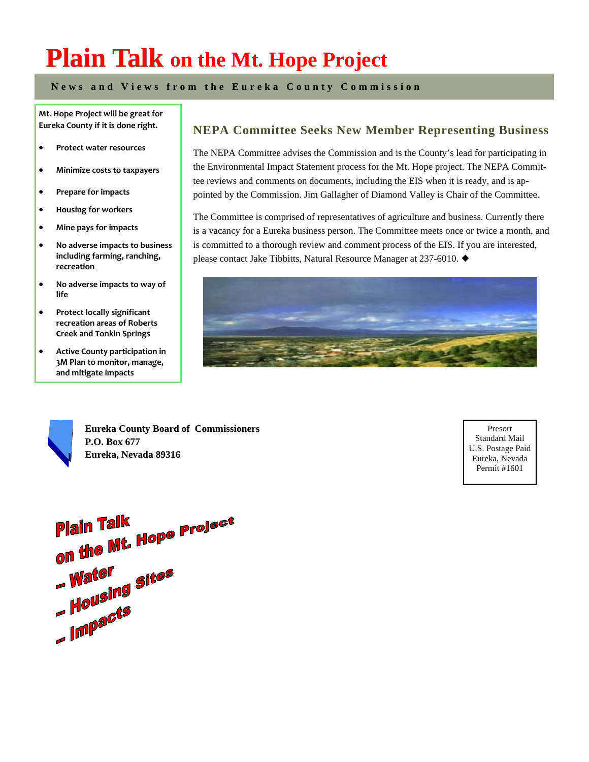# Plain Talk on the Mt. Hope Project

**News and Views from the Eureka County Commission**

**Mt. Hope Project will be great for Eureka County if it is done right.**

- **Protect water resources**
- **Minimize costs to taxpayers**
- **Prepare for impacts**
- **Housing for workers**
- **Mine pays for impacts**
- **No adverse impacts to business including farming, ranching, recreation**
- **No adverse impacts to way of life**
- **Protect locally significant recreation areas of Roberts Creek and Tonkin Springs**
- **Active County participation in 3M Plan to monitor, manage, and mitigate impacts**

## NEPA Committee Seeks New Member Representing Business

The NEPA Committee advises the Commission and is the County's lead for participating in the Environmental Impact Statement process for the Mt. Hope project. The NEPA Committee reviews and comments on documents, including the EIS when it is ready, and is appointed by the Commission. Jim Gallagher of Diamond Valley is Chair of the Committee.

The Committee is comprised of representatives of agriculture and business. Currently there is a vacancy for a Eureka business person. The Committee meets once or twice a month, and is committed to a thorough review and comment process of the EIS. If you are interested, please contact Jake Tibbitts, Natural Resource Manager at 237-6010. ◆

**Eureka County Board of Commissioners**
**P.O. Box 677**
**Eureka, Nevada 89316**

Presort
Standard Mail
U.S. Postage Paid
Eureka, Nevada
Permit #1601

**Plain Talk on the Mt. Hope Project**
**-- Water**
**-- Housing Sites**
**-- Impacts**